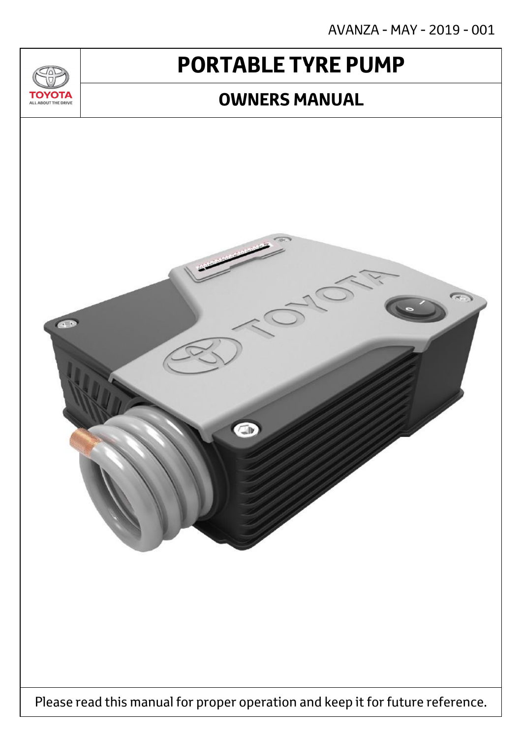AVANZA - MAY - 2019 - 001

# PORTABLE TYRE PUMP

## OWNERS MANUAL

Please read this manual for proper operation and keep it for future reference.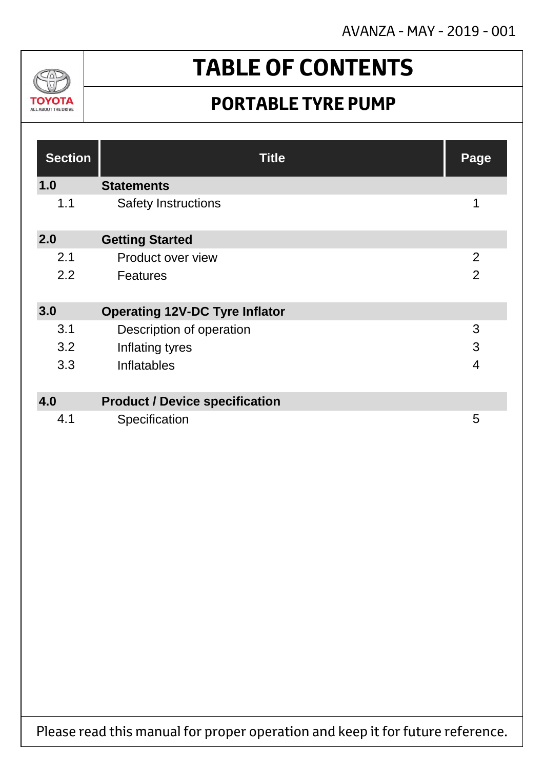# TABLE OF CONTENTS

## PORTABLE TYRE PUMP

| Section | Title | Page |
|---|---|---|
| **1.0** | **Statements** | |
| 1.1 | Safety Instructions | 1 |
| **2.0** | **Getting Started** | |
| 2.1 | Product over view | 2 |
| 2.2 | Features | 2 |
| **3.0** | **Operating 12V-DC Tyre Inflator** | |
| 3.1 | Description of operation | 3 |
| 3.2 | Inflating tyres | 3 |
| 3.3 | Inflatables | 4 |
| **4.0** | **Product / Device specification** | |
| 4.1 | Specification | 5 |

Please read this manual for proper operation and keep it for future reference.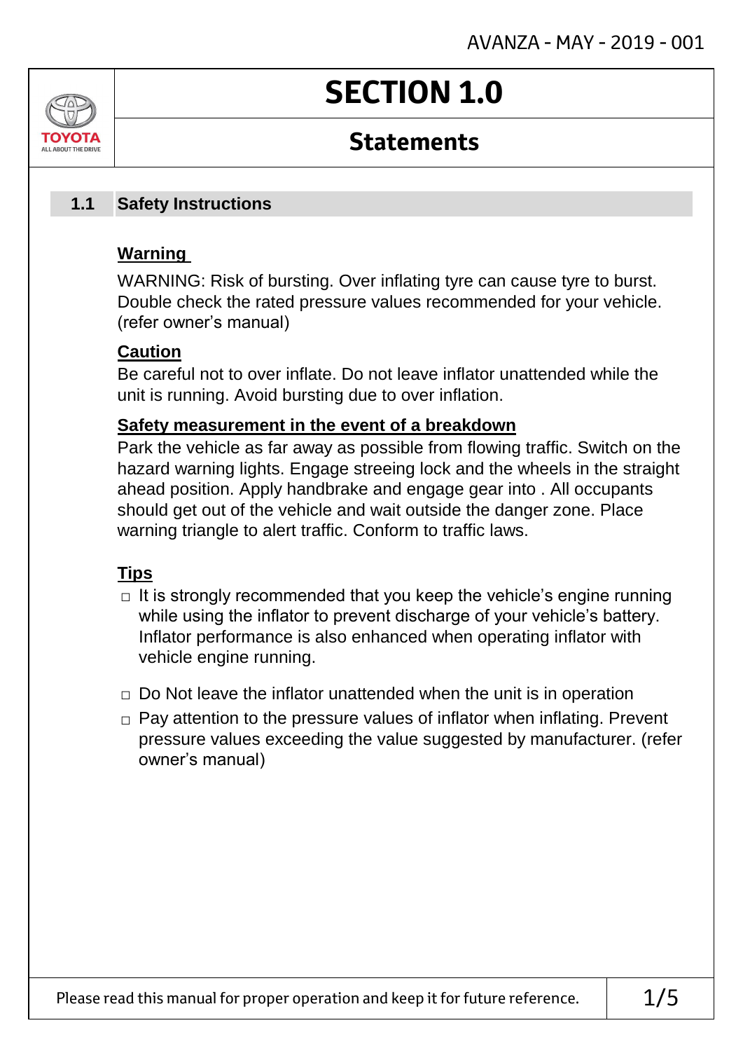# SECTION 1.0

## Statements

### 1.1 Safety Instructions

**Warning**

WARNING: Risk of bursting. Over inflating tyre can cause tyre to burst. Double check the rated pressure values recommended for your vehicle. (refer owner's manual)

**Caution**

Be careful not to over inflate. Do not leave inflator unattended while the unit is running. Avoid bursting due to over inflation.

**Safety measurement in the event of a breakdown**

Park the vehicle as far away as possible from flowing traffic. Switch on the hazard warning lights. Engage streeing lock and the wheels in the straight ahead position. Apply handbrake and engage gear into . All occupants should get out of the vehicle and wait outside the danger zone. Place warning triangle to alert traffic. Conform to traffic laws.

**Tips**

- It is strongly recommended that you keep the vehicle's engine running while using the inflator to prevent discharge of your vehicle's battery. Inflator performance is also enhanced when operating inflator with vehicle engine running.
- Do Not leave the inflator unattended when the unit is in operation
- Pay attention to the pressure values of inflator when inflating. Prevent pressure values exceeding the value suggested by manufacturer. (refer owner's manual)

Please read this manual for proper operation and keep it for future reference.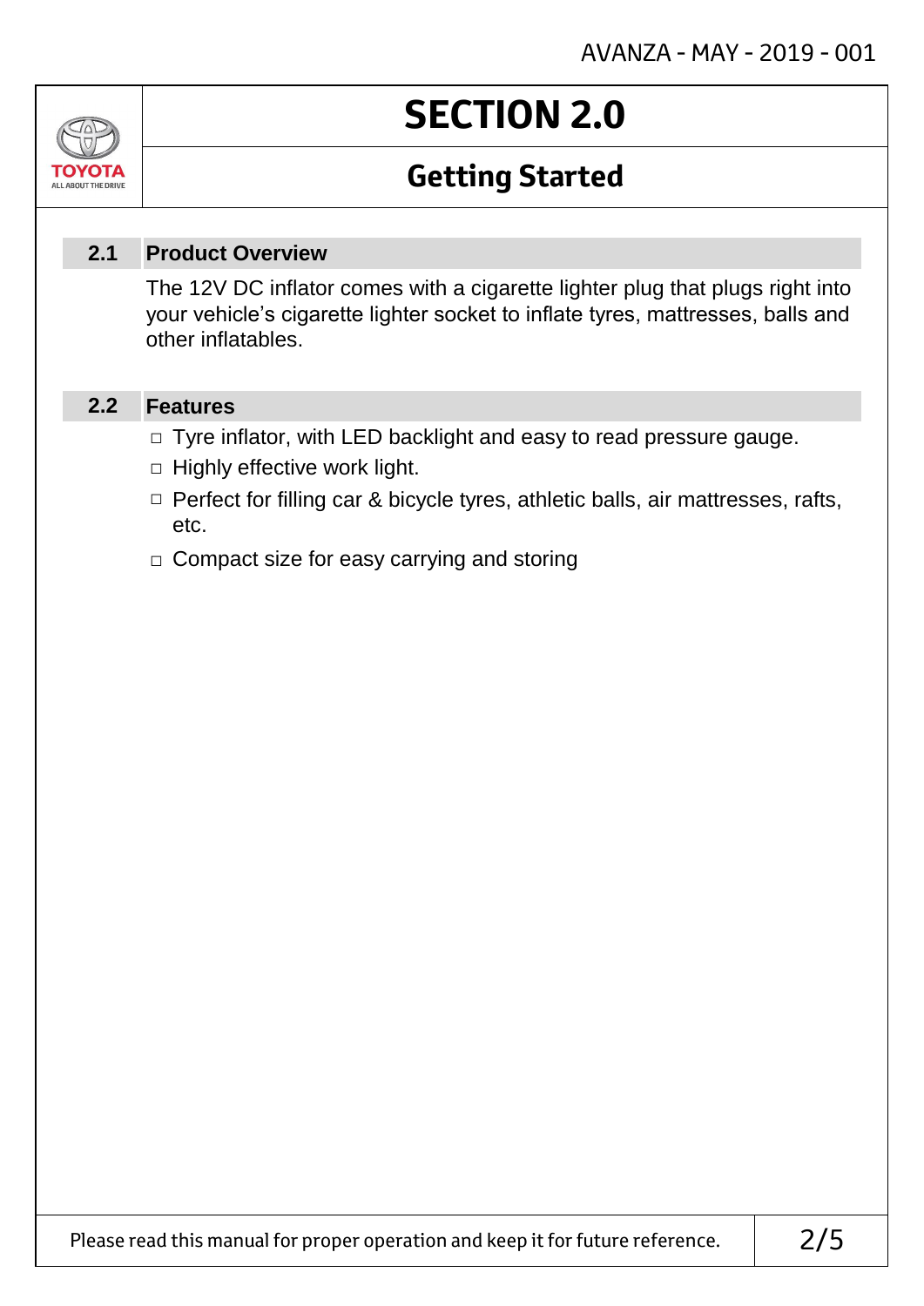# SECTION 2.0

## Getting Started

### 2.1 Product Overview

The 12V DC inflator comes with a cigarette lighter plug that plugs right into your vehicle's cigarette lighter socket to inflate tyres, mattresses, balls and other inflatables.

### 2.2 Features

- Tyre inflator, with LED backlight and easy to read pressure gauge.
- Highly effective work light.
- Perfect for filling car & bicycle tyres, athletic balls, air mattresses, rafts, etc.
- Compact size for easy carrying and storing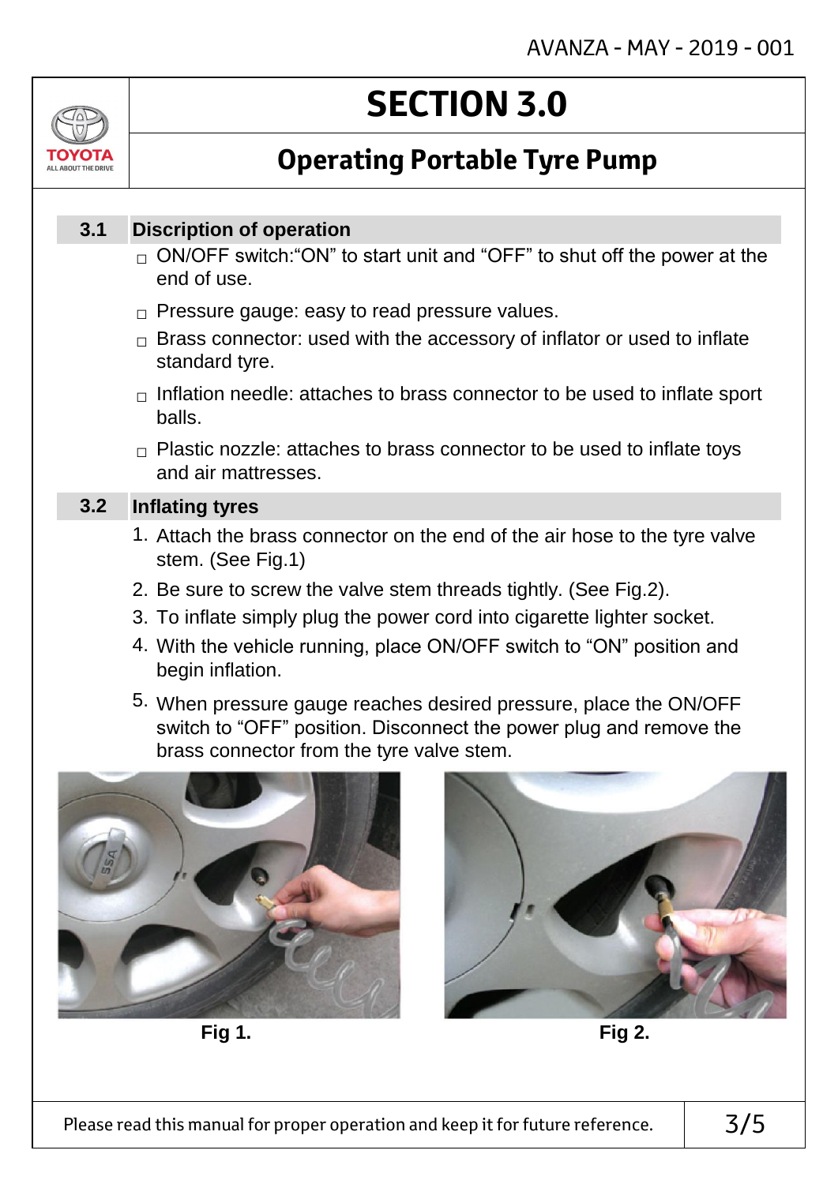# SECTION 3.0

## Operating Portable Tyre Pump

### 3.1 Discription of operation

- ON/OFF switch:"ON" to start unit and "OFF" to shut off the power at the end of use.
- Pressure gauge: easy to read pressure values.
- Brass connector: used with the accessory of inflator or used to inflate standard tyre.
- Inflation needle: attaches to brass connector to be used to inflate sport balls.
- Plastic nozzle: attaches to brass connector to be used to inflate toys and air mattresses.

### 3.2 Inflating tyres

1. Attach the brass connector on the end of the air hose to the tyre valve stem. (See Fig.1)
2. Be sure to screw the valve stem threads tightly. (See Fig.2).
3. To inflate simply plug the power cord into cigarette lighter socket.
4. With the vehicle running, place ON/OFF switch to "ON" position and begin inflation.
5. When pressure gauge reaches desired pressure, place the ON/OFF switch to "OFF" position. Disconnect the power plug and remove the brass connector from the tyre valve stem.

**Fig 1.**

**Fig 2.**

Please read this manual for proper operation and keep it for future reference.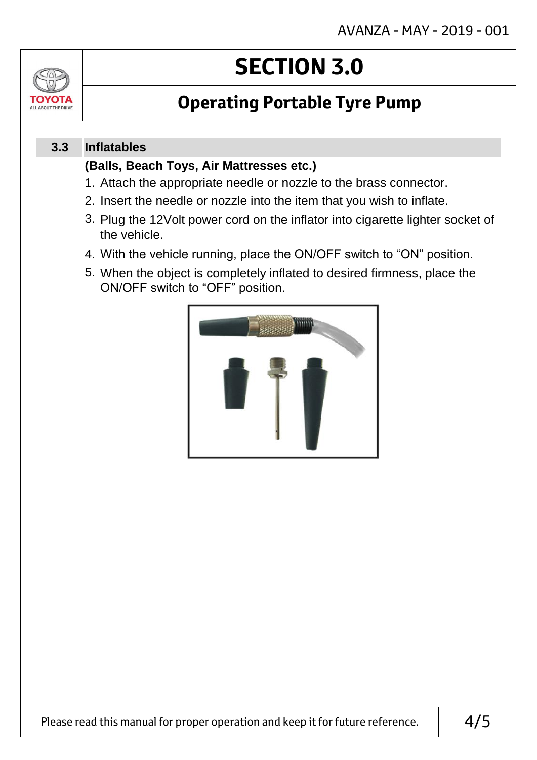# SECTION 3.0

## Operating Portable Tyre Pump

### 3.3 Inflatables

**(Balls, Beach Toys, Air Mattresses etc.)**

1. Attach the appropriate needle or nozzle to the brass connector.
2. Insert the needle or nozzle into the item that you wish to inflate.
3. Plug the 12Volt power cord on the inflator into cigarette lighter socket of the vehicle.
4. With the vehicle running, place the ON/OFF switch to "ON" position.
5. When the object is completely inflated to desired firmness, place the ON/OFF switch to "OFF" position.

Please read this manual for proper operation and keep it for future reference.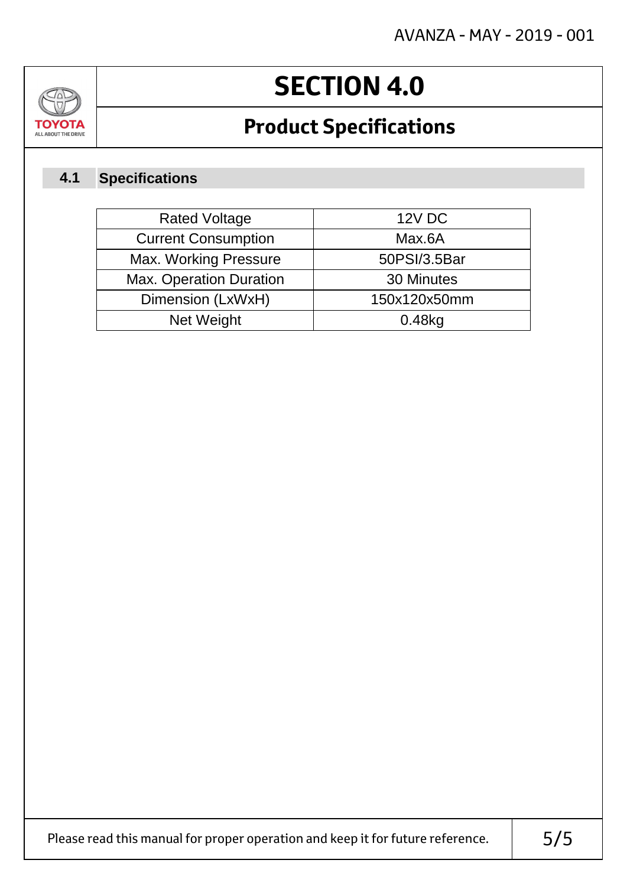# SECTION 4.0

## Product Specifications

### 4.1 Specifications

| | |
|---|---|
| Rated Voltage | 12V DC |
| Current Consumption | Max.6A |
| Max. Working Pressure | 50PSI/3.5Bar |
| Max. Operation Duration | 30 Minutes |
| Dimension (LxWxH) | 150x120x50mm |
| Net Weight | 0.48kg |